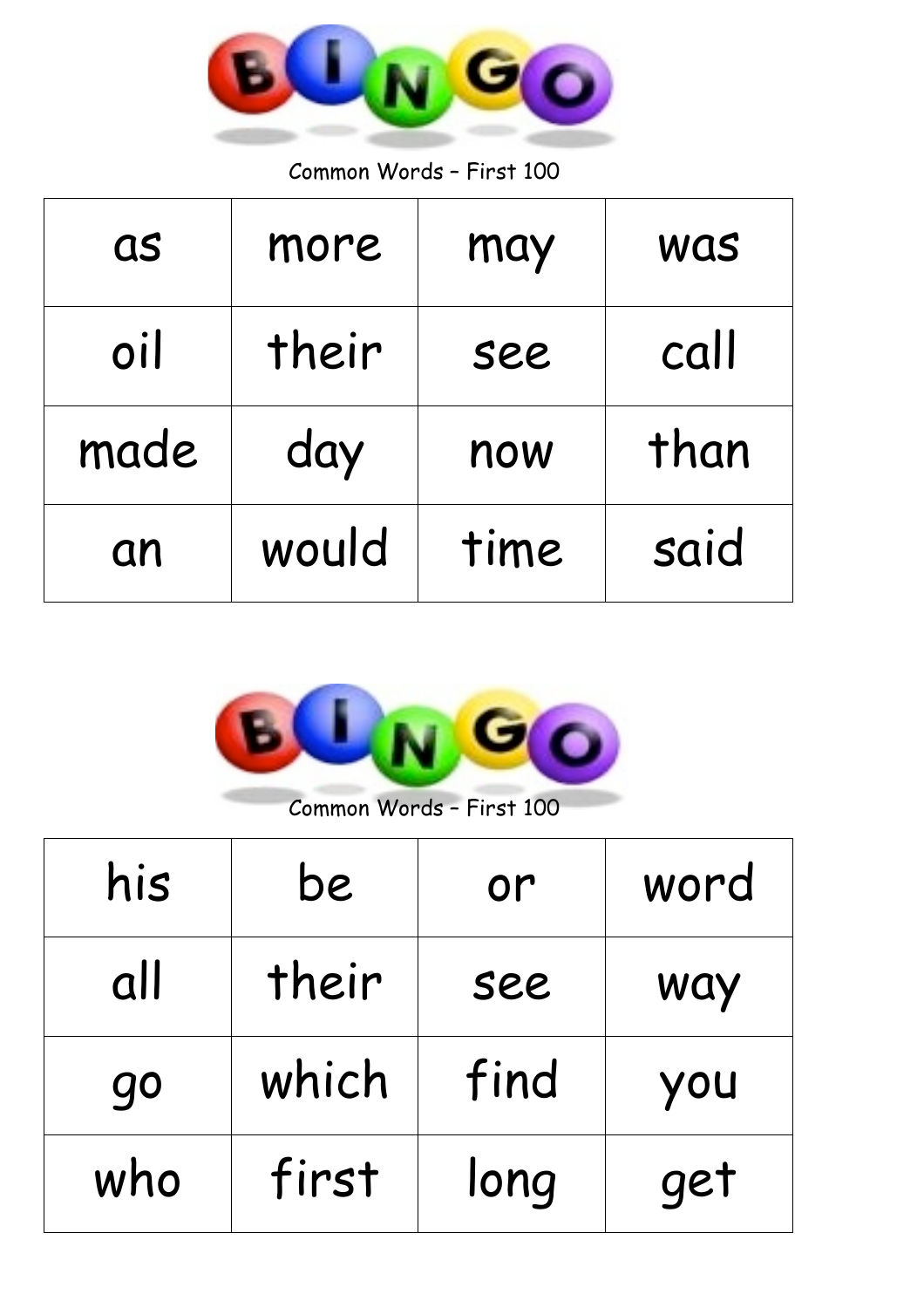# BINGO

Common Words – First 100

| as | more | may | was |
|---|---|---|---|
| oil | their | see | call |
| made | day | now | than |
| an | would | time | said |

# BINGO

Common Words – First 100

| his | be | or | word |
|---|---|---|---|
| all | their | see | way |
| go | which | find | you |
| who | first | long | get |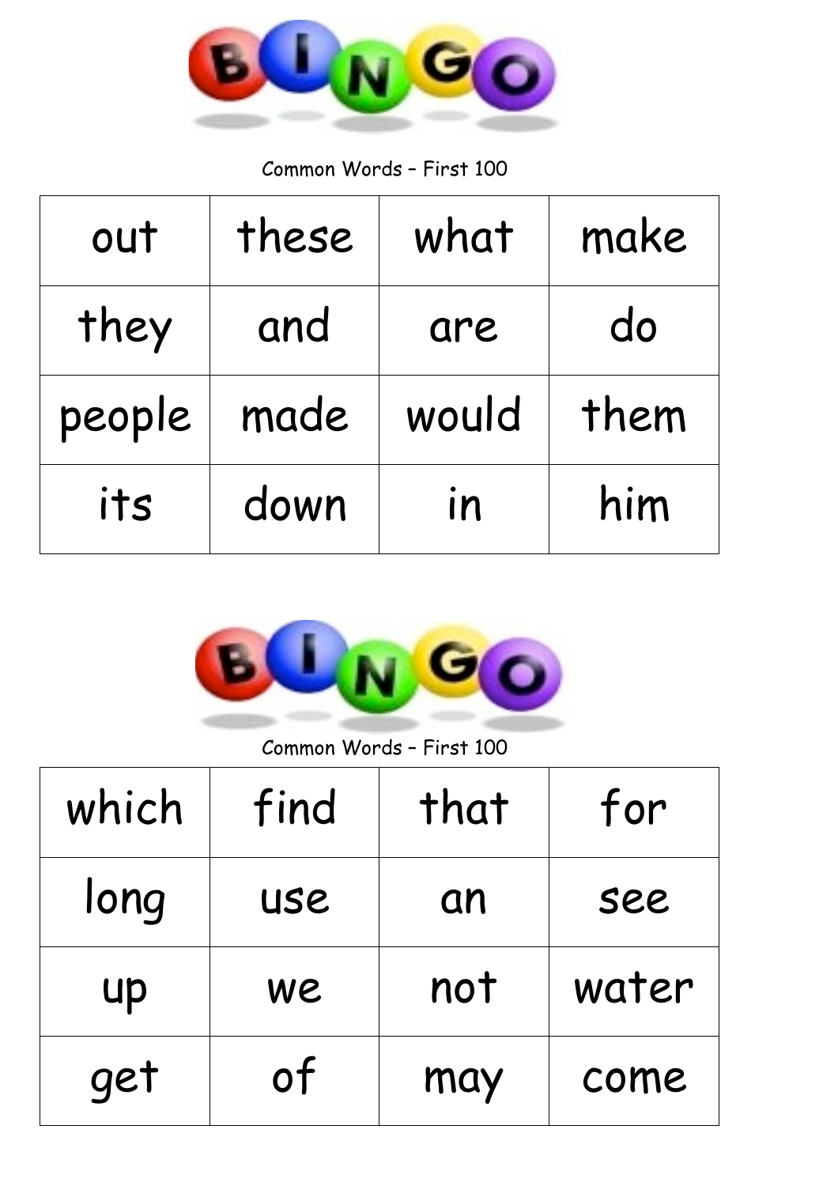# BINGO

Common Words – First 100

| out | these | what | make |
|---|---|---|---|
| they | and | are | do |
| people | made | would | them |
| its | down | in | him |

# BINGO

Common Words – First 100

| which | find | that | for |
|---|---|---|---|
| long | use | an | see |
| up | we | not | water |
| get | of | may | come |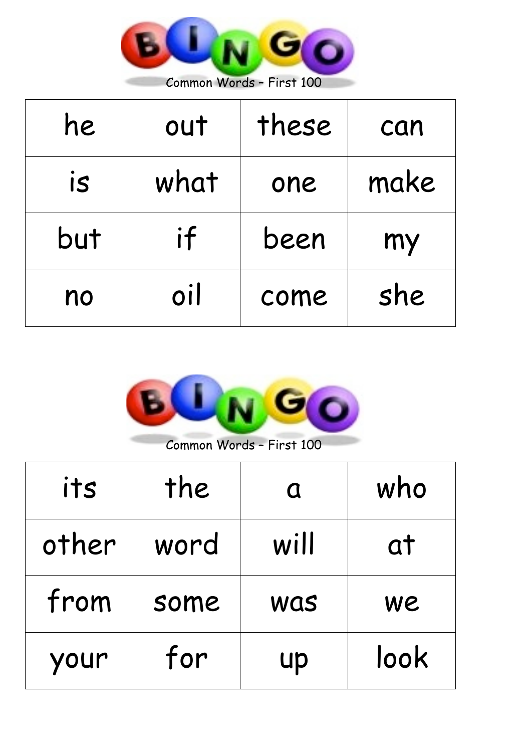# BINGO

Common Words – First 100

| he | out | these | can |
|---|---|---|---|
| is | what | one | make |
| but | if | been | my |
| no | oil | come | she |

# BINGO

Common Words – First 100

| its | the | a | who |
|---|---|---|---|
| other | word | will | at |
| from | some | was | we |
| your | for | up | look |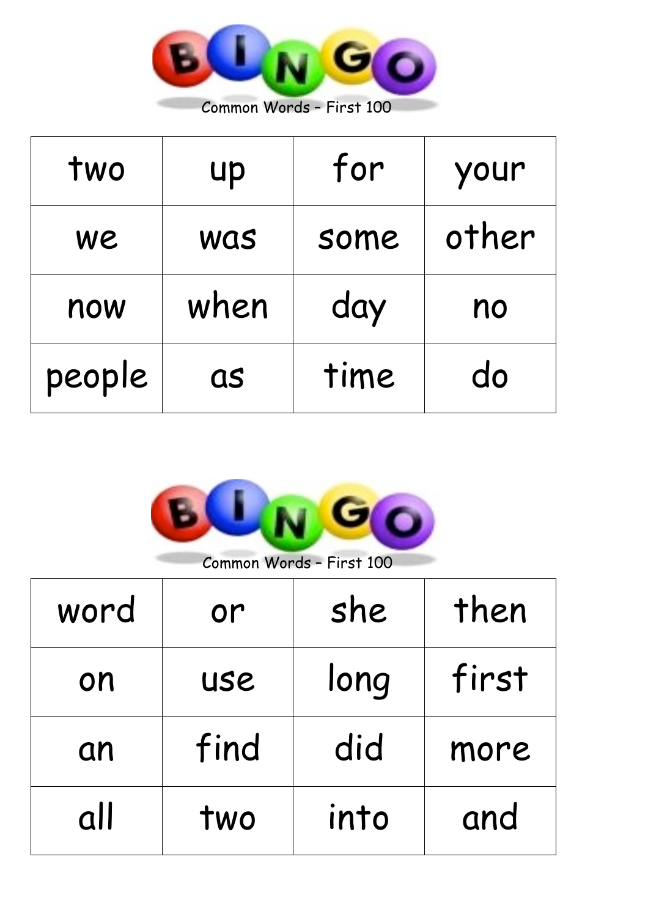# BINGO

Common Words – First 100

| two | up | for | your |
|---|---|---|---|
| we | was | some | other |
| now | when | day | no |
| people | as | time | do |

# BINGO

Common Words – First 100

| word | or | she | then |
|---|---|---|---|
| on | use | long | first |
| an | find | did | more |
| all | two | into | and |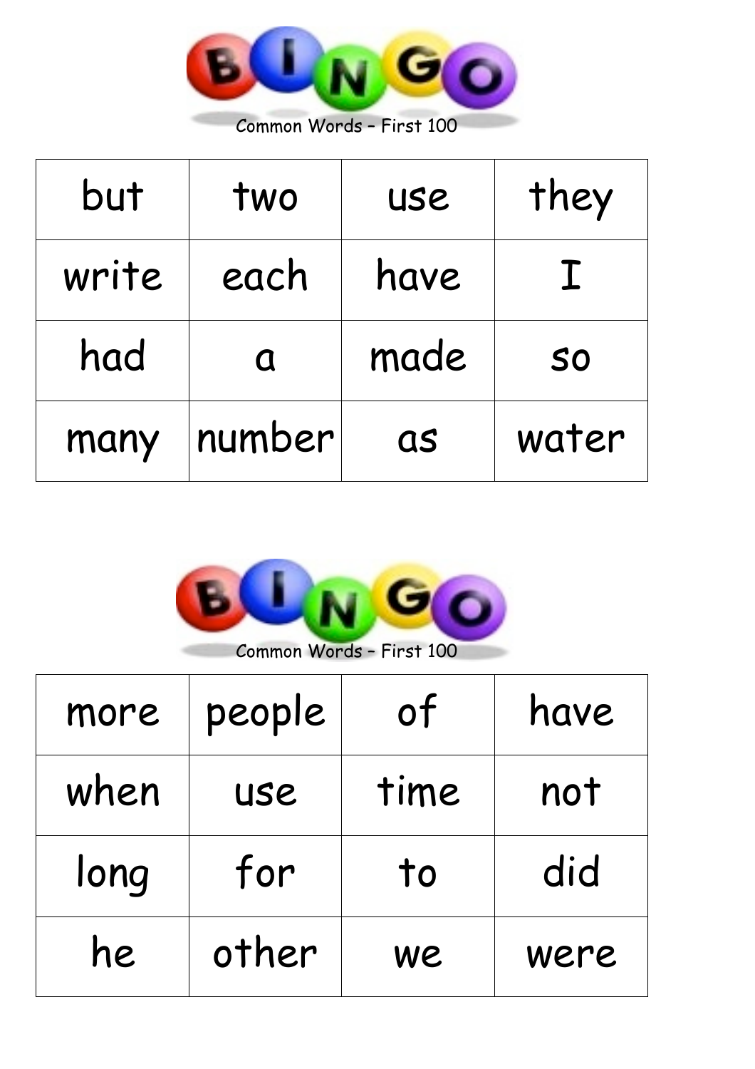# BINGO

Common Words – First 100

| but | two | use | they |
|---|---|---|---|
| write | each | have | I |
| had | a | made | so |
| many | number | as | water |

# BINGO

Common Words – First 100

| more | people | of | have |
|---|---|---|---|
| when | use | time | not |
| long | for | to | did |
| he | other | we | were |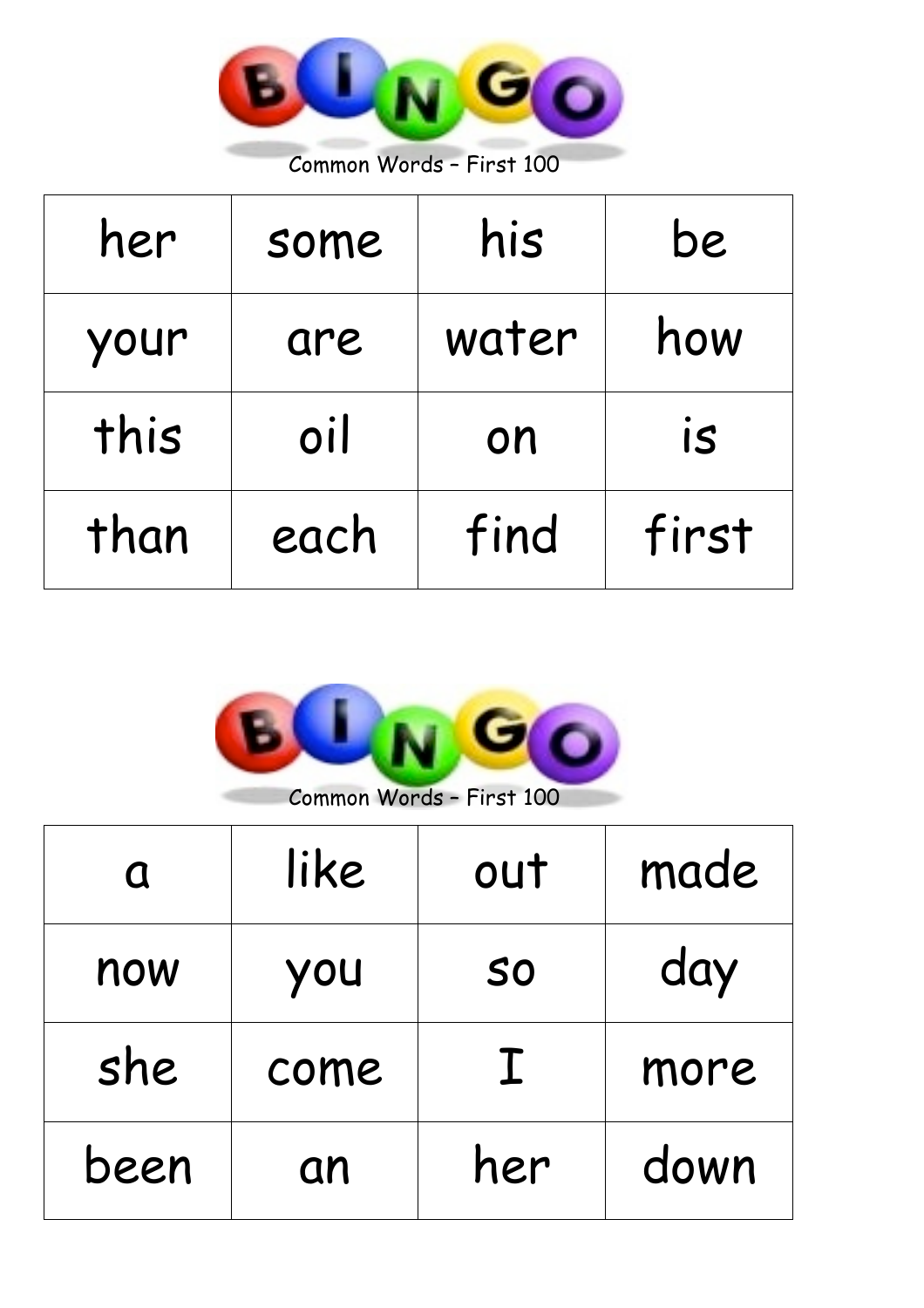# BINGO

Common Words – First 100

| her | some | his | be |
|---|---|---|---|
| your | are | water | how |
| this | oil | on | is |
| than | each | find | first |

# BINGO

Common Words – First 100

| a | like | out | made |
|---|---|---|---|
| now | you | so | day |
| she | come | I | more |
| been | an | her | down |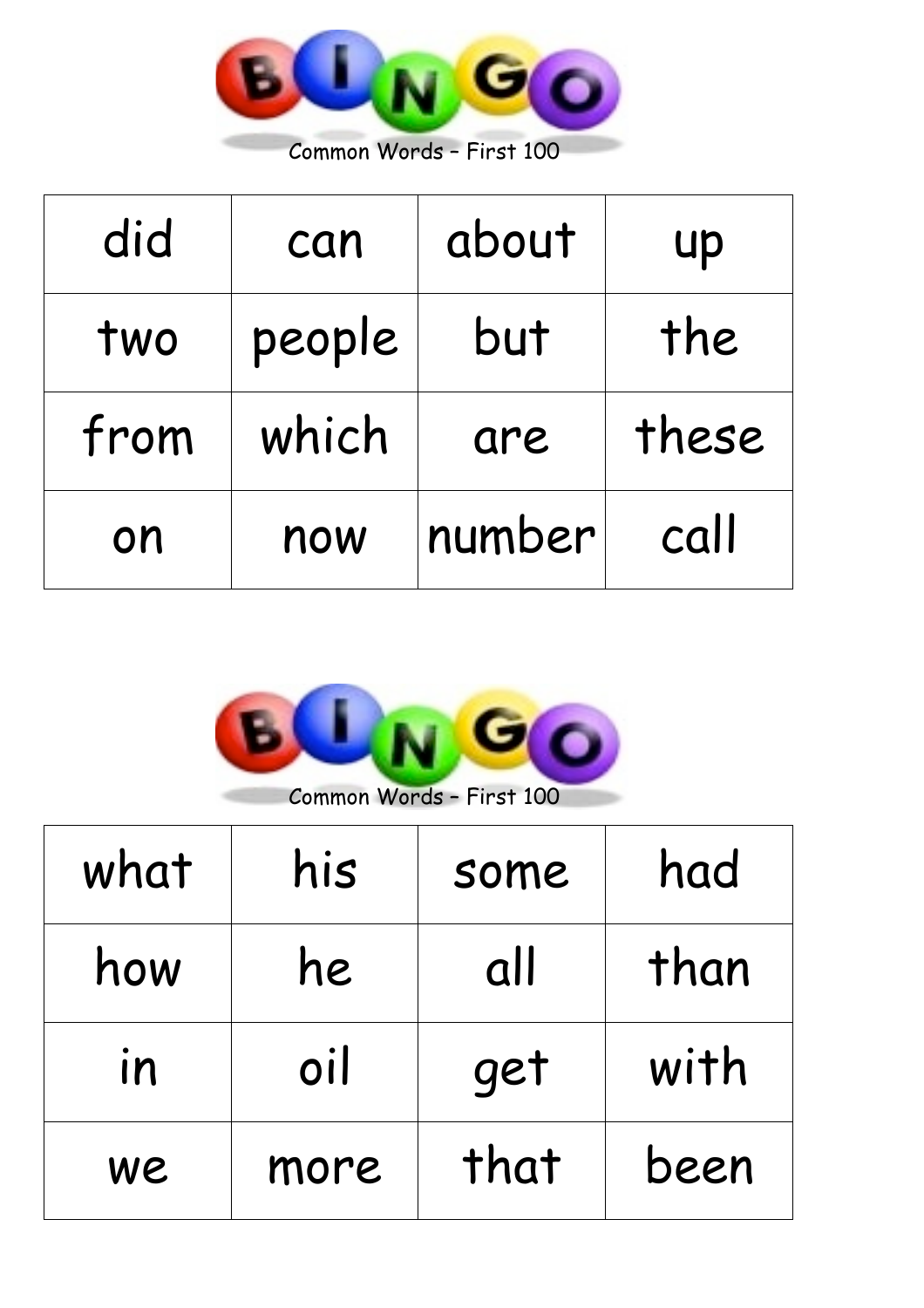BINGO

Common Words – First 100

| did | can | about | up |
|---|---|---|---|
| two | people | but | the |
| from | which | are | these |
| on | now | number | call |

BINGO

Common Words – First 100

| what | his | some | had |
|---|---|---|---|
| how | he | all | than |
| in | oil | get | with |
| we | more | that | been |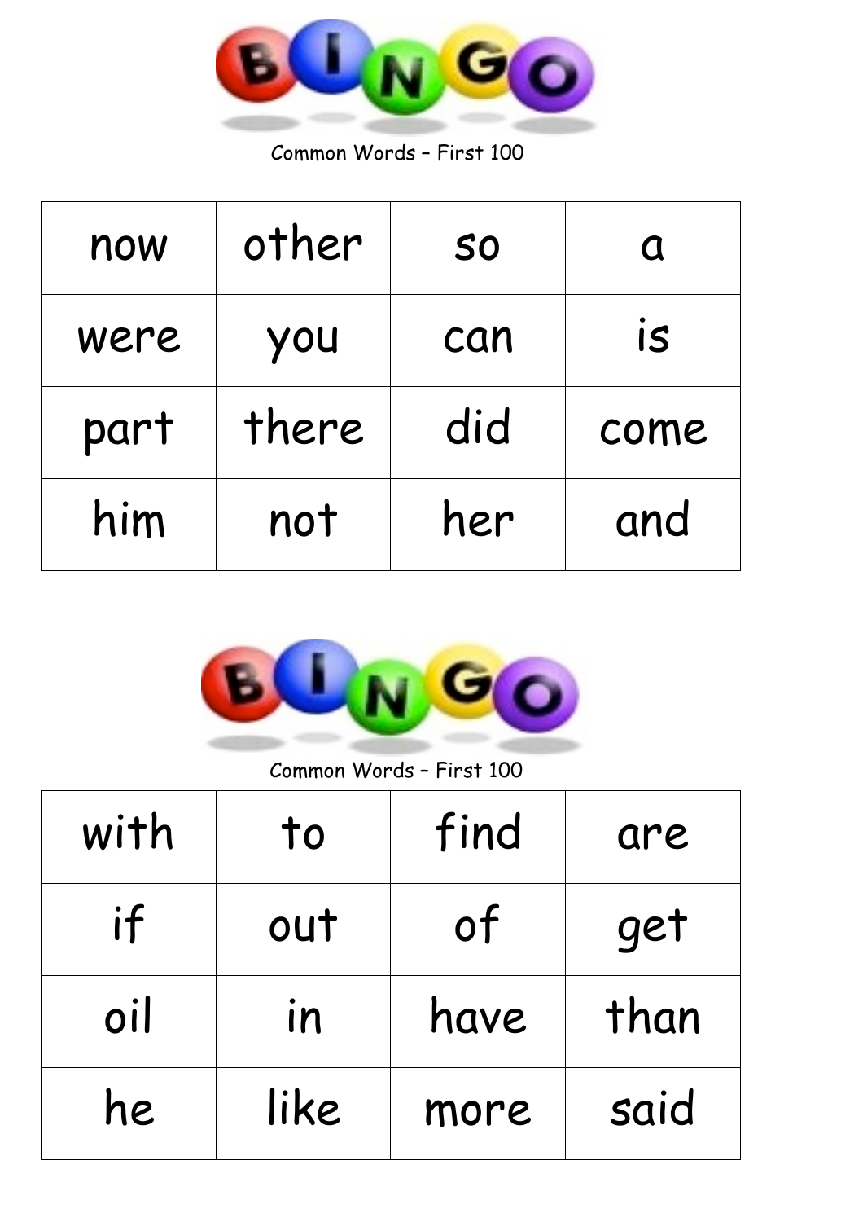# BINGO

Common Words – First 100

| now | other | so | a |
| --- | --- | --- | --- |
| were | you | can | is |
| part | there | did | come |
| him | not | her | and |

# BINGO

Common Words – First 100

| with | to | find | are |
| --- | --- | --- | --- |
| if | out | of | get |
| oil | in | have | than |
| he | like | more | said |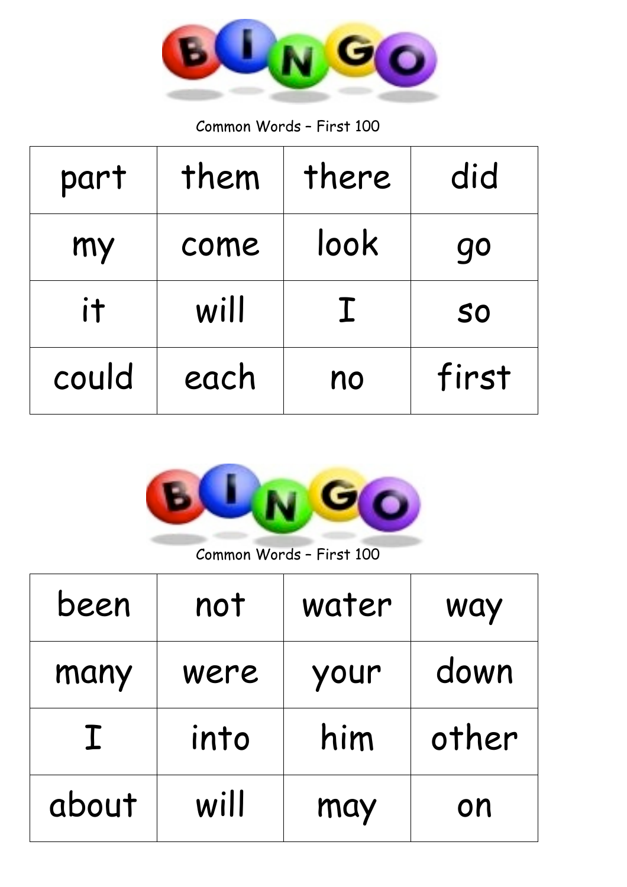# BINGO

Common Words – First 100

| | | | |
|---|---|---|---|
| part | them | there | did |
| my | come | look | go |
| it | will | I | so |
| could | each | no | first |

# BINGO

Common Words – First 100

| | | | |
|---|---|---|---|
| been | not | water | way |
| many | were | your | down |
| I | into | him | other |
| about | will | may | on |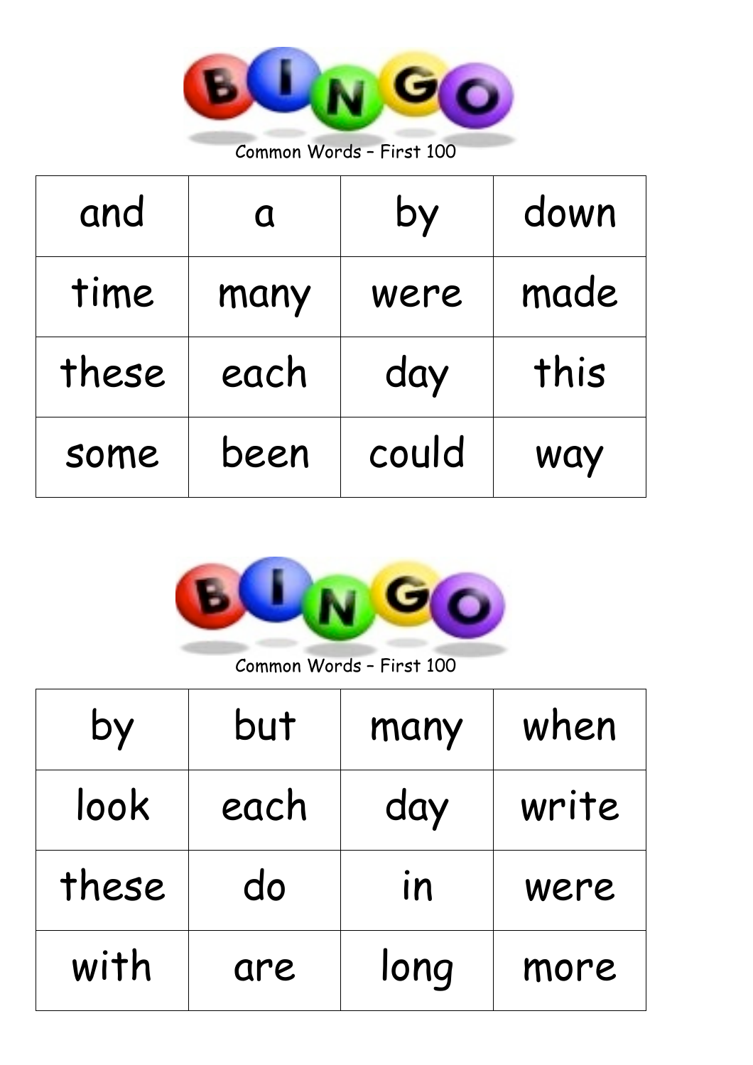# BINGO

Common Words – First 100

| and | a | by | down |
|---|---|---|---|
| time | many | were | made |
| these | each | day | this |
| some | been | could | way |

# BINGO

Common Words – First 100

| by | but | many | when |
|---|---|---|---|
| look | each | day | write |
| these | do | in | were |
| with | are | long | more |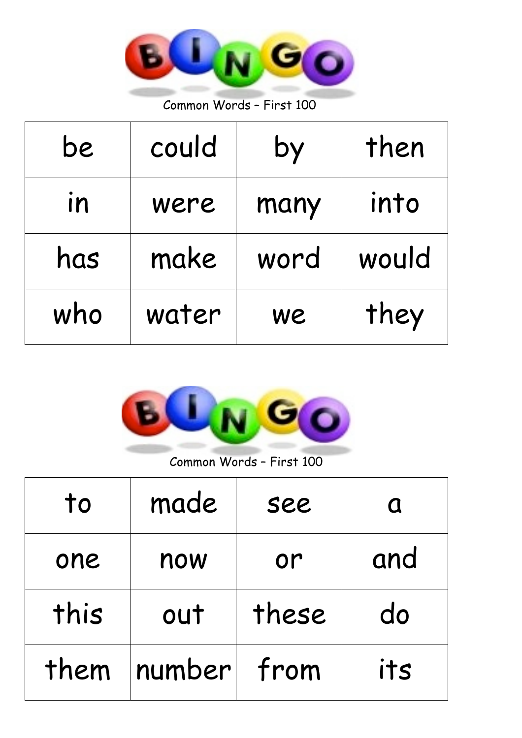# BINGO

Common Words – First 100

| be | could | by | then |
|---|---|---|---|
| in | were | many | into |
| has | make | word | would |
| who | water | we | they |

# BINGO

Common Words – First 100

| to | made | see | a |
|---|---|---|---|
| one | now | or | and |
| this | out | these | do |
| them | number | from | its |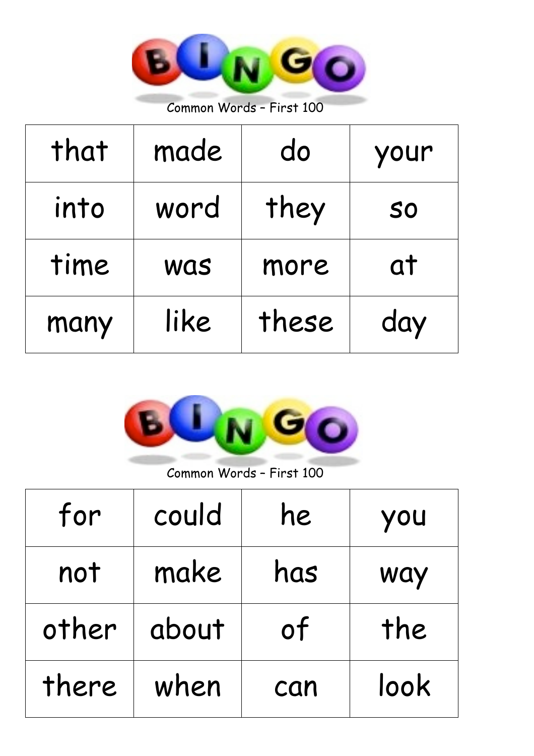# BINGO

Common Words – First 100

| that | made | do | your |
|---|---|---|---|
| into | word | they | so |
| time | was | more | at |
| many | like | these | day |

# BINGO

Common Words – First 100

| for | could | he | you |
|---|---|---|---|
| not | make | has | way |
| other | about | of | the |
| there | when | can | look |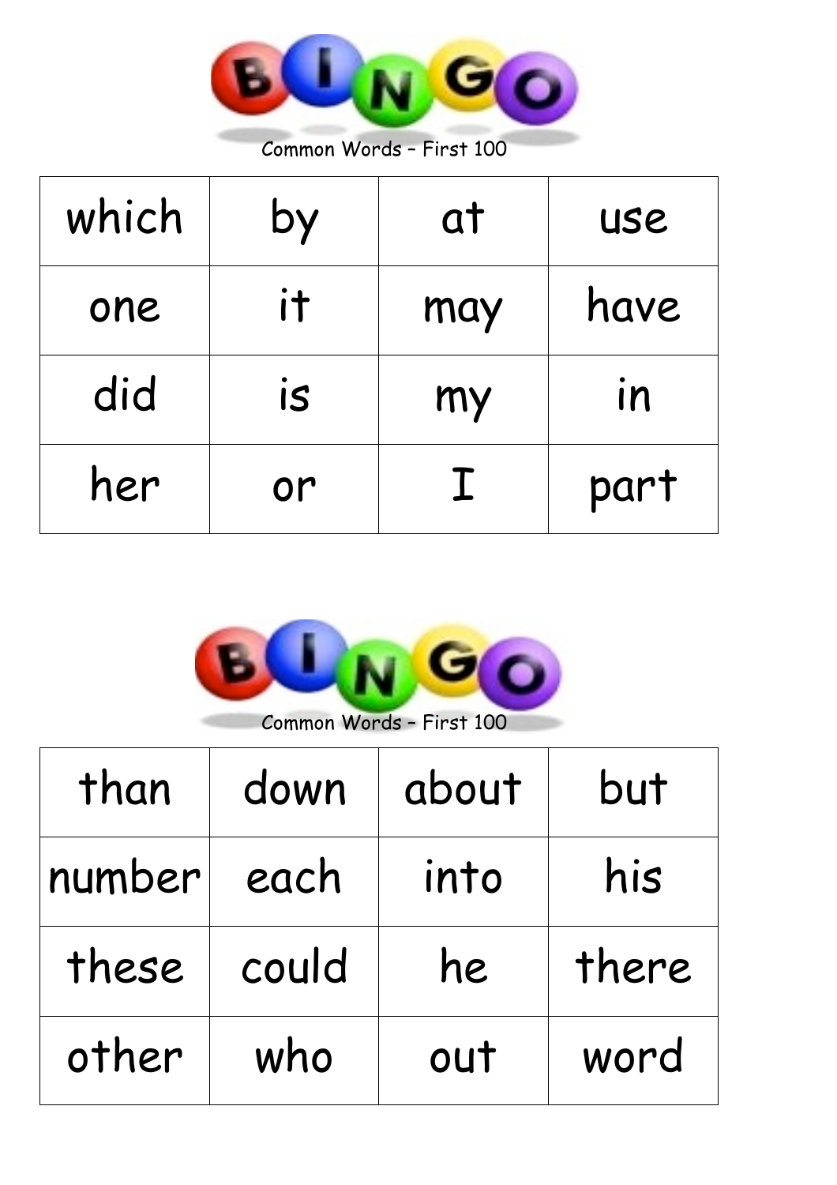BINGO

Common Words – First 100

| which | by | at | use |
|---|---|---|---|
| one | it | may | have |
| did | is | my | in |
| her | or | I | part |

BINGO

Common Words – First 100

| than | down | about | but |
|---|---|---|---|
| number | each | into | his |
| these | could | he | there |
| other | who | out | word |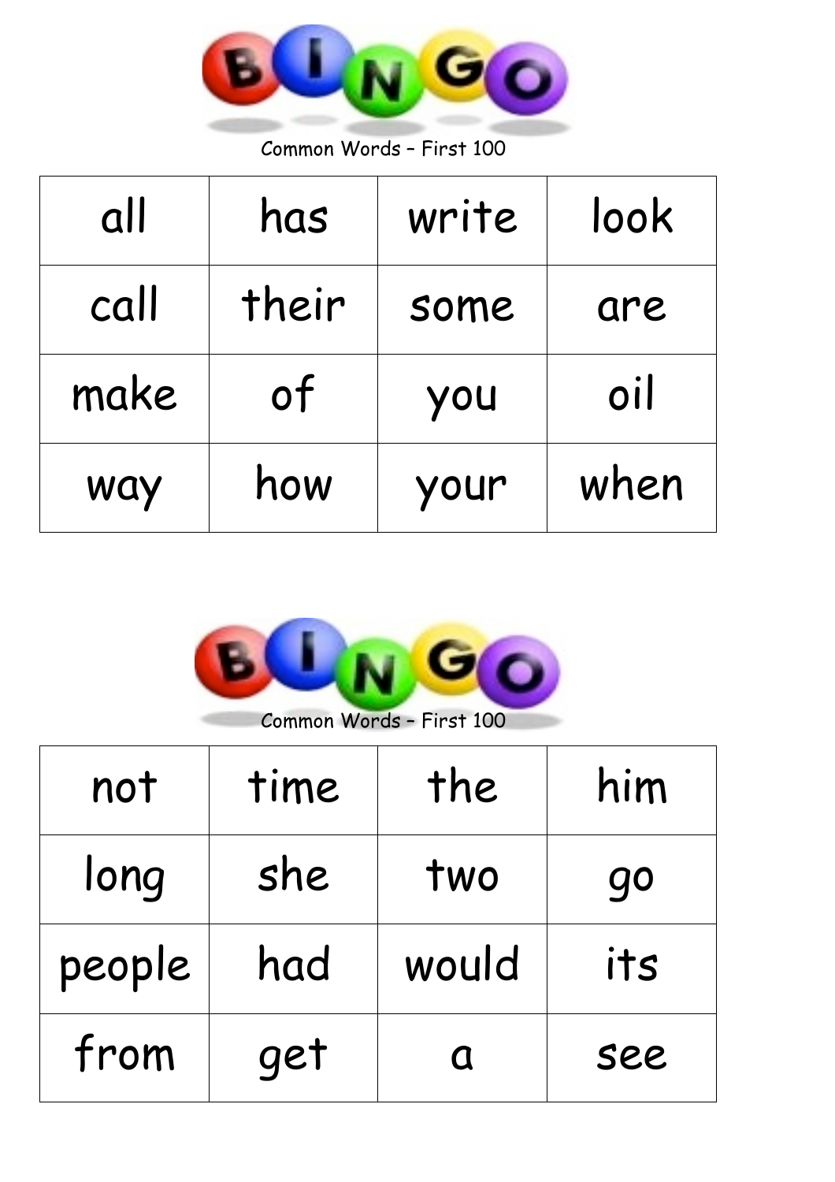# BINGO

Common Words – First 100

| all | has | write | look |
|---|---|---|---|
| call | their | some | are |
| make | of | you | oil |
| way | how | your | when |

# BINGO

Common Words – First 100

| not | time | the | him |
|---|---|---|---|
| long | she | two | go |
| people | had | would | its |
| from | get | a | see |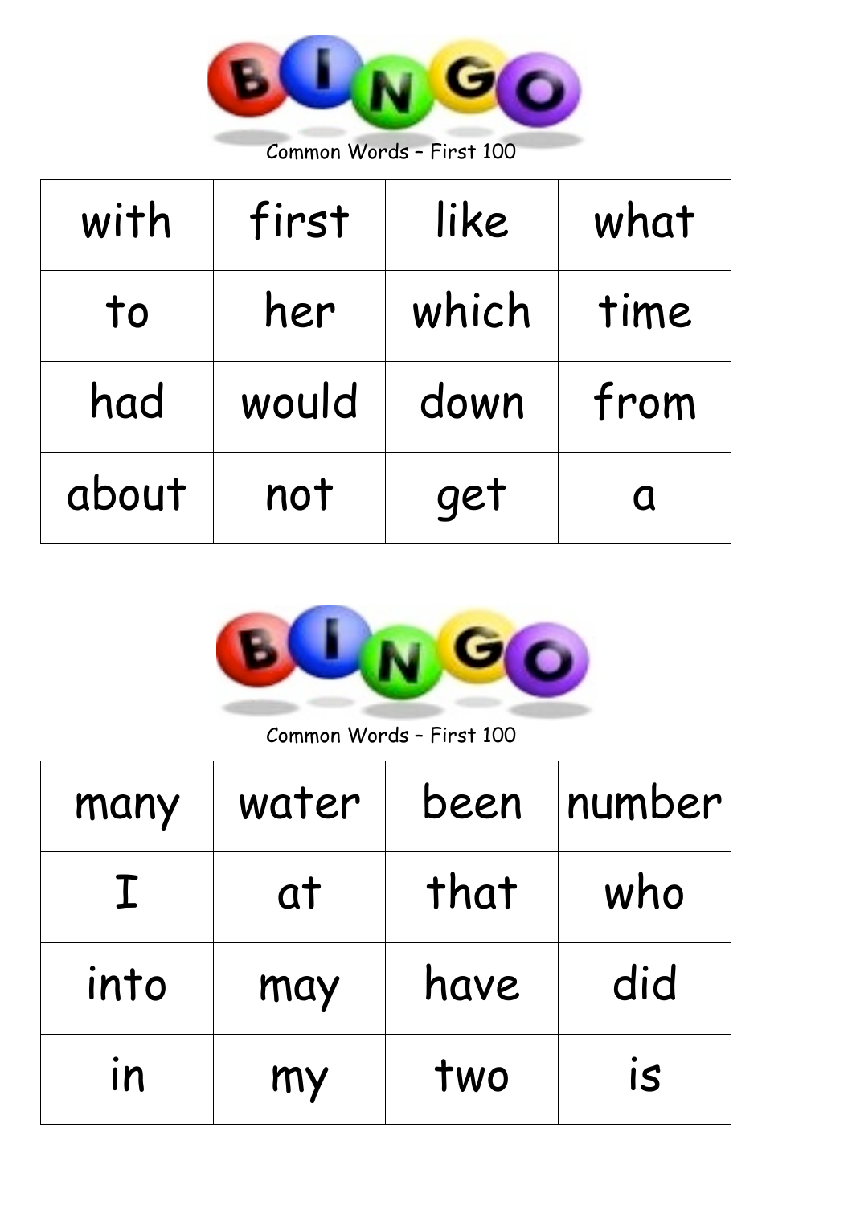BINGO

Common Words – First 100

| | | | |
|---|---|---|---|
| with | first | like | what |
| to | her | which | time |
| had | would | down | from |
| about | not | get | a |

BINGO

Common Words – First 100

| | | | |
|---|---|---|---|
| many | water | been | number |
| I | at | that | who |
| into | may | have | did |
| in | my | two | is |